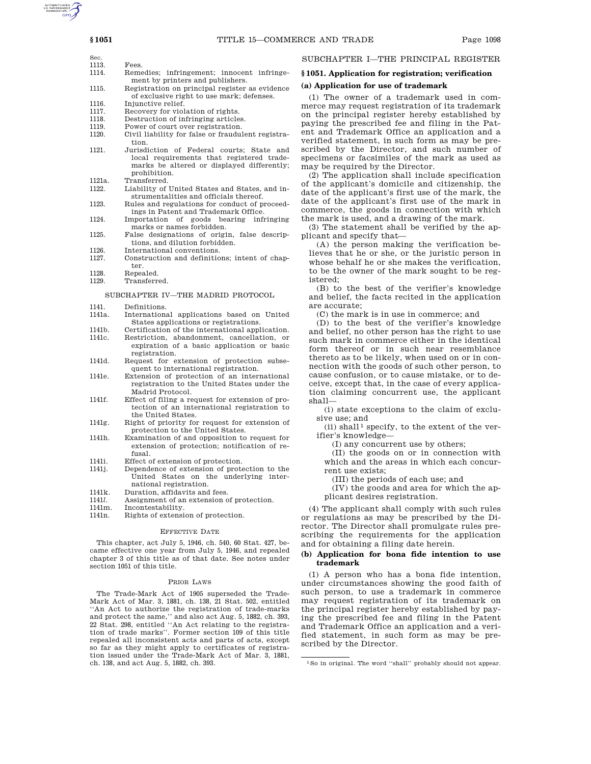| Sec. | |
|---|---|
| 1113. | Fees. |
| 1114. | Remedies; infringement; innocent infringement by printers and publishers. |
| 1115. | Registration on principal register as evidence of exclusive right to use mark; defenses. |
| 1116. | Injunctive relief. |
| 1117. | Recovery for violation of rights. |
| 1118. | Destruction of infringing articles. |
| 1119. | Power of court over registration. |
| 1120. | Civil liability for false or fraudulent registration. |
| 1121. | Jurisdiction of Federal courts; State and local requirements that registered trademarks be altered or displayed differently; prohibition. |
| 1121a. | Transferred. |
| 1122. | Liability of United States and States, and instrumentalities and officials thereof. |
| 1123. | Rules and regulations for conduct of proceedings in Patent and Trademark Office. |
| 1124. | Importation of goods bearing infringing marks or names forbidden. |
| 1125. | False designations of origin, false descriptions, and dilution forbidden. |
| 1126. | International conventions. |
| 1127. | Construction and definitions; intent of chapter. |
| 1128. | Repealed. |
| 1129. | Transferred. |

SUBCHAPTER IV—THE MADRID PROTOCOL

| | |
|---|---|
| 1141. | Definitions. |
| 1141a. | International applications based on United States applications or registrations. |
| 1141b. | Certification of the international application. |
| 1141c. | Restriction, abandonment, cancellation, or expiration of a basic application or basic registration. |
| 1141d. | Request for extension of protection subsequent to international registration. |
| 1141e. | Extension of protection of an international registration to the United States under the Madrid Protocol. |
| 1141f. | Effect of filing a request for extension of protection of an international registration to the United States. |
| 1141g. | Right of priority for request for extension of protection to the United States. |
| 1141h. | Examination of and opposition to request for extension of protection; notification of refusal. |
| 1141i. | Effect of extension of protection. |
| 1141j. | Dependence of extension of protection to the United States on the underlying international registration. |
| 1141k. | Duration, affidavits and fees. |
| 1141*l*. | Assignment of an extension of protection. |
| 1141m. | Incontestability. |
| 1141n. | Rights of extension of protection. |

EFFECTIVE DATE

This chapter, act July 5, 1946, ch. 540, 60 Stat. 427, became effective one year from July 5, 1946, and repealed chapter 3 of this title as of that date. See notes under section 1051 of this title.

PRIOR LAWS

The Trade-Mark Act of 1905 superseded the Trade-Mark Act of Mar. 3, 1881, ch. 138, 21 Stat. 502, entitled "An Act to authorize the registration of trade-marks and protect the same," and also act Aug. 5, 1882, ch. 393, 22 Stat. 298, entitled "An Act relating to the registration of trade marks". Former section 109 of this title repealed all inconsistent acts and parts of acts, except so far as they might apply to certificates of registration issued under the Trade-Mark Act of Mar. 3, 1881, ch. 138, and act Aug. 5, 1882, ch. 393.

## SUBCHAPTER I—THE PRINCIPAL REGISTER

### § 1051. Application for registration; verification

**(a) Application for use of trademark**

(1) The owner of a trademark used in commerce may request registration of its trademark on the principal register hereby established by paying the prescribed fee and filing in the Patent and Trademark Office an application and a verified statement, in such form as may be prescribed by the Director, and such number of specimens or facsimiles of the mark as used as may be required by the Director.

(2) The application shall include specification of the applicant's domicile and citizenship, the date of the applicant's first use of the mark, the date of the applicant's first use of the mark in commerce, the goods in connection with which the mark is used, and a drawing of the mark.

(3) The statement shall be verified by the applicant and specify that—

(A) the person making the verification believes that he or she, or the juristic person in whose behalf he or she makes the verification, to be the owner of the mark sought to be registered;

(B) to the best of the verifier's knowledge and belief, the facts recited in the application are accurate;

(C) the mark is in use in commerce; and

(D) to the best of the verifier's knowledge and belief, no other person has the right to use such mark in commerce either in the identical form thereof or in such near resemblance thereto as to be likely, when used on or in connection with the goods of such other person, to cause confusion, or to cause mistake, or to deceive, except that, in the case of every application claiming concurrent use, the applicant shall—

(i) state exceptions to the claim of exclusive use; and

(ii) shall[1] specify, to the extent of the verifier's knowledge—

(I) any concurrent use by others;

(II) the goods on or in connection with which and the areas in which each concurrent use exists;

(III) the periods of each use; and

(IV) the goods and area for which the applicant desires registration.

(4) The applicant shall comply with such rules or regulations as may be prescribed by the Director. The Director shall promulgate rules prescribing the requirements for the application and for obtaining a filing date herein.

**(b) Application for bona fide intention to use trademark**

(1) A person who has a bona fide intention, under circumstances showing the good faith of such person, to use a trademark in commerce may request registration of its trademark on the principal register hereby established by paying the prescribed fee and filing in the Patent and Trademark Office an application and a verified statement, in such form as may be prescribed by the Director.

[1] So in original. The word "shall" probably should not appear.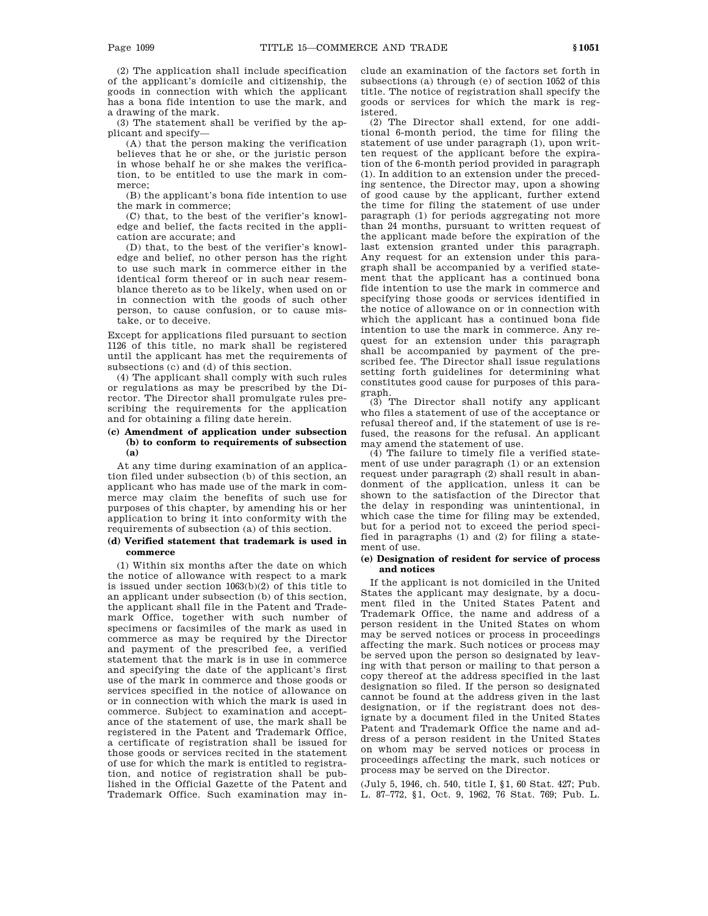(2) The application shall include specification of the applicant's domicile and citizenship, the goods in connection with which the applicant has a bona fide intention to use the mark, and a drawing of the mark.

(3) The statement shall be verified by the applicant and specify—

(A) that the person making the verification believes that he or she, or the juristic person in whose behalf he or she makes the verification, to be entitled to use the mark in commerce;

(B) the applicant's bona fide intention to use the mark in commerce;

(C) that, to the best of the verifier's knowledge and belief, the facts recited in the application are accurate; and

(D) that, to the best of the verifier's knowledge and belief, no other person has the right to use such mark in commerce either in the identical form thereof or in such near resemblance thereto as to be likely, when used on or in connection with the goods of such other person, to cause confusion, or to cause mistake, or to deceive.

Except for applications filed pursuant to section 1126 of this title, no mark shall be registered until the applicant has met the requirements of subsections (c) and (d) of this section.

(4) The applicant shall comply with such rules or regulations as may be prescribed by the Director. The Director shall promulgate rules prescribing the requirements for the application and for obtaining a filing date herein.

**(c) Amendment of application under subsection (b) to conform to requirements of subsection (a)**

At any time during examination of an application filed under subsection (b) of this section, an applicant who has made use of the mark in commerce may claim the benefits of such use for purposes of this chapter, by amending his or her application to bring it into conformity with the requirements of subsection (a) of this section.

**(d) Verified statement that trademark is used in commerce**

(1) Within six months after the date on which the notice of allowance with respect to a mark is issued under section 1063(b)(2) of this title to an applicant under subsection (b) of this section, the applicant shall file in the Patent and Trademark Office, together with such number of specimens or facsimiles of the mark as used in commerce as may be required by the Director and payment of the prescribed fee, a verified statement that the mark is in use in commerce and specifying the date of the applicant's first use of the mark in commerce and those goods or services specified in the notice of allowance on or in connection with which the mark is used in commerce. Subject to examination and acceptance of the statement of use, the mark shall be registered in the Patent and Trademark Office, a certificate of registration shall be issued for those goods or services recited in the statement of use for which the mark is entitled to registration, and notice of registration shall be published in the Official Gazette of the Patent and Trademark Office. Such examination may include an examination of the factors set forth in subsections (a) through (e) of section 1052 of this title. The notice of registration shall specify the goods or services for which the mark is registered.

(2) The Director shall extend, for one additional 6-month period, the time for filing the statement of use under paragraph (1), upon written request of the applicant before the expiration of the 6-month period provided in paragraph (1). In addition to an extension under the preceding sentence, the Director may, upon a showing of good cause by the applicant, further extend the time for filing the statement of use under paragraph (1) for periods aggregating not more than 24 months, pursuant to written request of the applicant made before the expiration of the last extension granted under this paragraph. Any request for an extension under this paragraph shall be accompanied by a verified statement that the applicant has a continued bona fide intention to use the mark in commerce and specifying those goods or services identified in the notice of allowance on or in connection with which the applicant has a continued bona fide intention to use the mark in commerce. Any request for an extension under this paragraph shall be accompanied by payment of the prescribed fee. The Director shall issue regulations setting forth guidelines for determining what constitutes good cause for purposes of this paragraph.

(3) The Director shall notify any applicant who files a statement of use of the acceptance or refusal thereof and, if the statement of use is refused, the reasons for the refusal. An applicant may amend the statement of use.

(4) The failure to timely file a verified statement of use under paragraph (1) or an extension request under paragraph (2) shall result in abandonment of the application, unless it can be shown to the satisfaction of the Director that the delay in responding was unintentional, in which case the time for filing may be extended, but for a period not to exceed the period specified in paragraphs (1) and (2) for filing a statement of use.

**(e) Designation of resident for service of process and notices**

If the applicant is not domiciled in the United States the applicant may designate, by a document filed in the United States Patent and Trademark Office, the name and address of a person resident in the United States on whom may be served notices or process in proceedings affecting the mark. Such notices or process may be served upon the person so designated by leaving with that person or mailing to that person a copy thereof at the address specified in the last designation so filed. If the person so designated cannot be found at the address given in the last designation, or if the registrant does not designate by a document filed in the United States Patent and Trademark Office the name and address of a person resident in the United States on whom may be served notices or process in proceedings affecting the mark, such notices or process may be served on the Director.

(July 5, 1946, ch. 540, title I, §1, 60 Stat. 427; Pub. L. 87–772, §1, Oct. 9, 1962, 76 Stat. 769; Pub. L.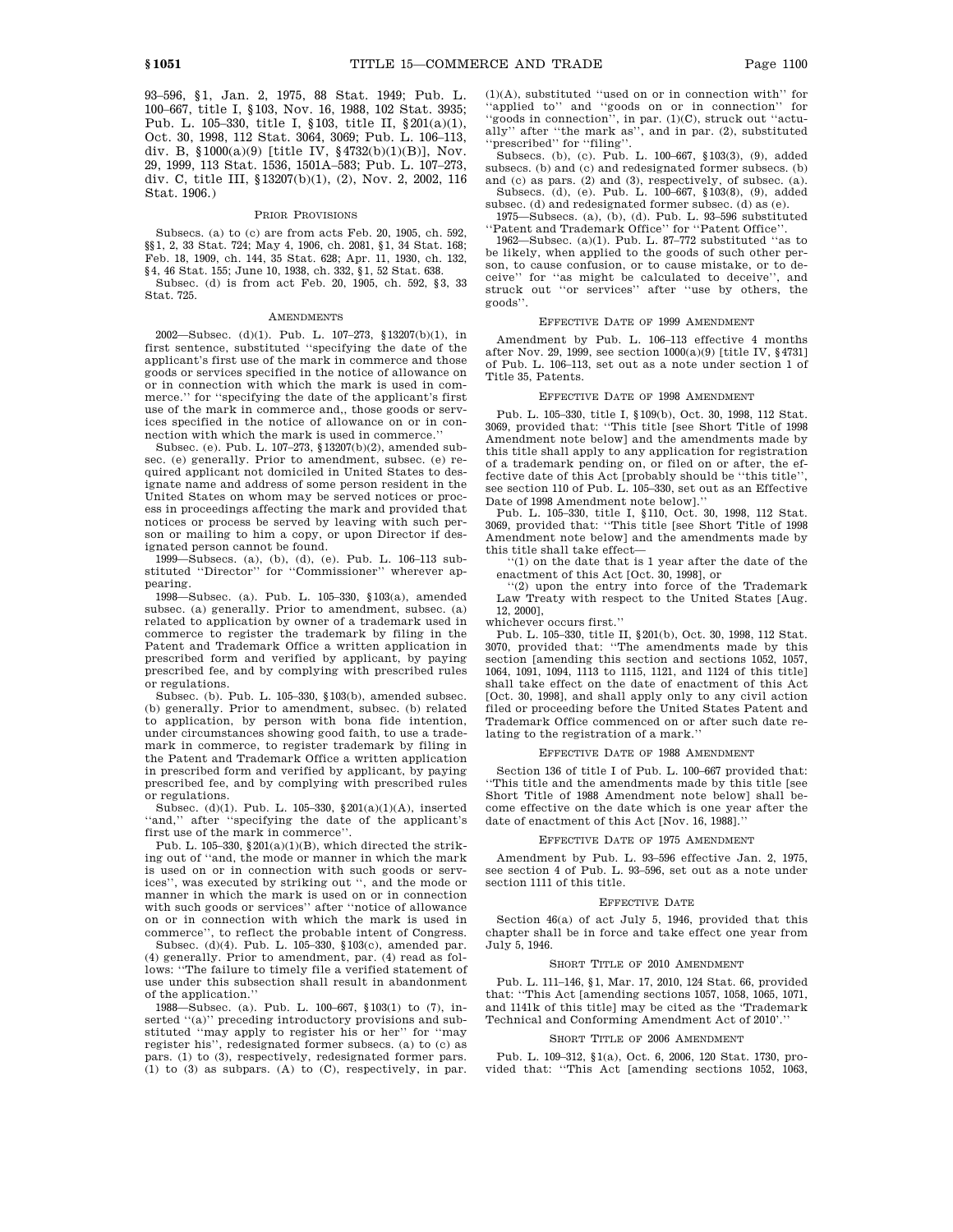93–596, §1, Jan. 2, 1975, 88 Stat. 1949; Pub. L. 100–667, title I, §103, Nov. 16, 1988, 102 Stat. 3935; Pub. L. 105–330, title I, §103, title II, §201(a)(1), Oct. 30, 1998, 112 Stat. 3064, 3069; Pub. L. 106–113, div. B, §1000(a)(9) [title IV, §4732(b)(1)(B)], Nov. 29, 1999, 113 Stat. 1536, 1501A–583; Pub. L. 107–273, div. C, title III, §13207(b)(1), (2), Nov. 2, 2002, 116 Stat. 1906.)

PRIOR PROVISIONS

Subsecs. (a) to (c) are from acts Feb. 20, 1905, ch. 592, §§1, 2, 33 Stat. 724; May 4, 1906, ch. 2081, §1, 34 Stat. 168; Feb. 18, 1909, ch. 144, 35 Stat. 628; Apr. 11, 1930, ch. 132, §4, 46 Stat. 155; June 10, 1938, ch. 332, §1, 52 Stat. 638.

Subsec. (d) is from act Feb. 20, 1905, ch. 592, §3, 33 Stat. 725.

AMENDMENTS

2002—Subsec. (d)(1). Pub. L. 107–273, §13207(b)(1), in first sentence, substituted "specifying the date of the applicant's first use of the mark in commerce and those goods or services specified in the notice of allowance on or in connection with which the mark is used in commerce." for "specifying the date of the applicant's first use of the mark in commerce and,, those goods or services specified in the notice of allowance on or in connection with which the mark is used in commerce."

Subsec. (e). Pub. L. 107–273, §13207(b)(2), amended subsec. (e) generally. Prior to amendment, subsec. (e) required applicant not domiciled in United States to designate name and address of some person resident in the United States on whom may be served notices or process in proceedings affecting the mark and provided that notices or process be served by leaving with such person or mailing to him a copy, or upon Director if designated person cannot be found.

1999—Subsecs. (a), (b), (d), (e). Pub. L. 106–113 substituted "Director" for "Commissioner" wherever appearing.

1998—Subsec. (a). Pub. L. 105–330, §103(a), amended subsec. (a) generally. Prior to amendment, subsec. (a) related to application by owner of a trademark used in commerce to register the trademark by filing in the Patent and Trademark Office a written application in prescribed form and verified by applicant, by paying prescribed fee, and by complying with prescribed rules or regulations.

Subsec. (b). Pub. L. 105–330, §103(b), amended subsec. (b) generally. Prior to amendment, subsec. (b) related to application, by person with bona fide intention, under circumstances showing good faith, to use a trademark in commerce, to register trademark by filing in the Patent and Trademark Office a written application in prescribed form and verified by applicant, by paying prescribed fee, and by complying with prescribed rules or regulations.

Subsec. (d)(1). Pub. L. 105–330, §201(a)(1)(A), inserted "and," after "specifying the date of the applicant's first use of the mark in commerce".

Pub. L. 105–330, §201(a)(1)(B), which directed the striking out of "and, the mode or manner in which the mark is used on or in connection with such goods or services", was executed by striking out ", and the mode or manner in which the mark is used on or in connection with such goods or services" after "notice of allowance on or in connection with which the mark is used in commerce", to reflect the probable intent of Congress.

Subsec. (d)(4). Pub. L. 105–330, §103(c), amended par. (4) generally. Prior to amendment, par. (4) read as follows: "The failure to timely file a verified statement of use under this subsection shall result in abandonment of the application."

1988—Subsec. (a). Pub. L. 100–667, §103(1) to (7), inserted "(a)" preceding introductory provisions and substituted "may apply to register his or her" for "may register his", redesignated former subsecs. (a) to (c) as pars. (1) to (3), respectively, redesignated former pars. (1) to (3) as subpars. (A) to (C), respectively, in par. (1)(A), substituted "used on or in connection with" for "applied to" and "goods on or in connection" for "goods in connection", in par. (1)(C), struck out "actually" after "the mark as", and in par. (2), substituted "prescribed" for "filing".

Subsecs. (b), (c). Pub. L. 100–667, §103(3), (9), added subsecs. (b) and (c) and redesignated former subsecs. (b) and (c) as pars. (2) and (3), respectively, of subsec. (a).

Subsecs. (d), (e). Pub. L. 100–667, §103(8), (9), added subsec. (d) and redesignated former subsec. (d) as (e).

1975—Subsecs. (a), (b), (d). Pub. L. 93–596 substituted "Patent and Trademark Office" for "Patent Office".

1962—Subsec. (a)(1). Pub. L. 87–772 substituted "as to be likely, when applied to the goods of such other person, to cause confusion, or to cause mistake, or to deceive" for "as might be calculated to deceive", and struck out "or services" after "use by others, the goods".

EFFECTIVE DATE OF 1999 AMENDMENT

Amendment by Pub. L. 106–113 effective 4 months after Nov. 29, 1999, see section 1000(a)(9) [title IV, §4731] of Pub. L. 106–113, set out as a note under section 1 of Title 35, Patents.

EFFECTIVE DATE OF 1998 AMENDMENT

Pub. L. 105–330, title I, §109(b), Oct. 30, 1998, 112 Stat. 3069, provided that: "This title [see Short Title of 1998 Amendment note below] and the amendments made by this title shall apply to any application for registration of a trademark pending on, or filed on or after, the effective date of this Act [probably should be "this title", see section 110 of Pub. L. 105–330, set out as an Effective Date of 1998 Amendment note below]."

Pub. L. 105–330, title I, §110, Oct. 30, 1998, 112 Stat. 3069, provided that: "This title [see Short Title of 1998 Amendment note below] and the amendments made by this title shall take effect—

"(1) on the date that is 1 year after the date of the enactment of this Act [Oct. 30, 1998], or

"(2) upon the entry into force of the Trademark Law Treaty with respect to the United States [Aug. 12, 2000],

whichever occurs first."

Pub. L. 105–330, title II, §201(b), Oct. 30, 1998, 112 Stat. 3070, provided that: "The amendments made by this section [amending this section and sections 1052, 1057, 1064, 1091, 1094, 1113 to 1115, 1121, and 1124 of this title] shall take effect on the date of enactment of this Act [Oct. 30, 1998], and shall apply only to any civil action filed or proceeding before the United States Patent and Trademark Office commenced on or after such date relating to the registration of a mark."

EFFECTIVE DATE OF 1988 AMENDMENT

Section 136 of title I of Pub. L. 100–667 provided that: "This title and the amendments made by this title [see Short Title of 1988 Amendment note below] shall become effective on the date which is one year after the date of enactment of this Act [Nov. 16, 1988]."

EFFECTIVE DATE OF 1975 AMENDMENT

Amendment by Pub. L. 93–596 effective Jan. 2, 1975, see section 4 of Pub. L. 93–596, set out as a note under section 1111 of this title.

EFFECTIVE DATE

Section 46(a) of act July 5, 1946, provided that this chapter shall be in force and take effect one year from July 5, 1946.

SHORT TITLE OF 2010 AMENDMENT

Pub. L. 111–146, §1, Mar. 17, 2010, 124 Stat. 66, provided that: "This Act [amending sections 1057, 1058, 1065, 1071, and 1141k of this title] may be cited as the 'Trademark Technical and Conforming Amendment Act of 2010'."

SHORT TITLE OF 2006 AMENDMENT

Pub. L. 109–312, §1(a), Oct. 6, 2006, 120 Stat. 1730, provided that: "This Act [amending sections 1052, 1063,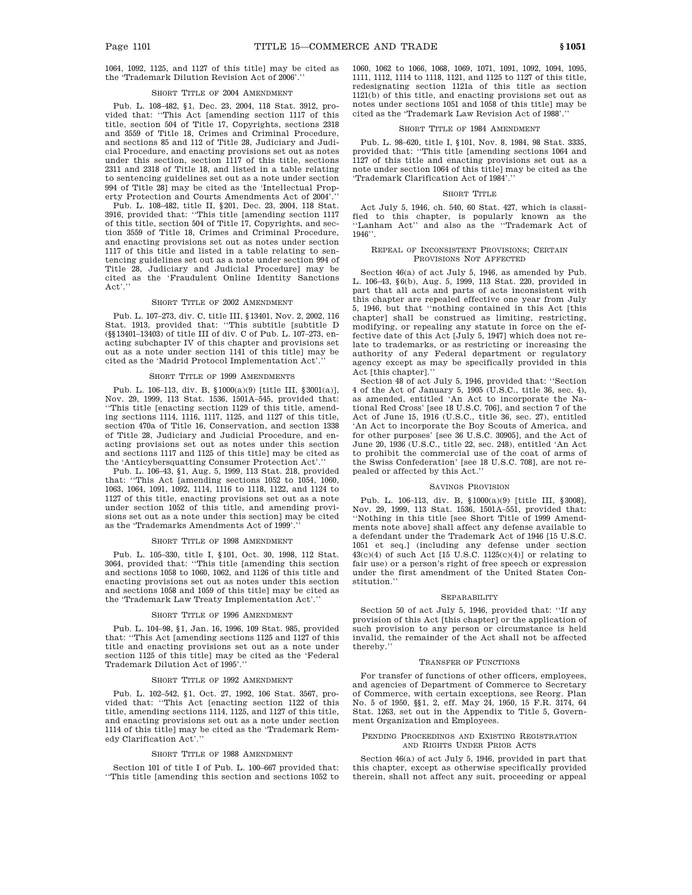1064, 1092, 1125, and 1127 of this title] may be cited as the 'Trademark Dilution Revision Act of 2006'.''

### SHORT TITLE OF 2004 AMENDMENT

Pub. L. 108–482, §1, Dec. 23, 2004, 118 Stat. 3912, provided that: ''This Act [amending section 1117 of this title, section 504 of Title 17, Copyrights, sections 2318 and 3559 of Title 18, Crimes and Criminal Procedure, and sections 85 and 112 of Title 28, Judiciary and Judicial Procedure, and enacting provisions set out as notes under this section, section 1117 of this title, sections 2311 and 2318 of Title 18, and listed in a table relating to sentencing guidelines set out as a note under section 994 of Title 28] may be cited as the 'Intellectual Property Protection and Courts Amendments Act of 2004'.''

Pub. L. 108–482, title II, §201, Dec. 23, 2004, 118 Stat. 3916, provided that: ''This title [amending section 1117 of this title, section 504 of Title 17, Copyrights, and section 3559 of Title 18, Crimes and Criminal Procedure, and enacting provisions set out as notes under section 1117 of this title and listed in a table relating to sentencing guidelines set out as a note under section 994 of Title 28, Judiciary and Judicial Procedure] may be cited as the 'Fraudulent Online Identity Sanctions Act'.''

### SHORT TITLE OF 2002 AMENDMENT

Pub. L. 107–273, div. C, title III, §13401, Nov. 2, 2002, 116 Stat. 1913, provided that: ''This subtitle [subtitle D (§§13401–13403) of title III of div. C of Pub. L. 107–273, enacting subchapter IV of this chapter and provisions set out as a note under section 1141 of this title] may be cited as the 'Madrid Protocol Implementation Act'.''

### SHORT TITLE OF 1999 AMENDMENTS

Pub. L. 106–113, div. B, §1000(a)(9) [title III, §3001(a)], Nov. 29, 1999, 113 Stat. 1536, 1501A–545, provided that: ''This title [enacting section 1129 of this title, amending sections 1114, 1116, 1117, 1125, and 1127 of this title, section 470a of Title 16, Conservation, and section 1338 of Title 28, Judiciary and Judicial Procedure, and enacting provisions set out as notes under this section and sections 1117 and 1125 of this title] may be cited as the 'Anticybersquatting Consumer Protection Act'.''

Pub. L. 106–43, §1, Aug. 5, 1999, 113 Stat. 218, provided that: ''This Act [amending sections 1052 to 1054, 1060, 1063, 1064, 1091, 1092, 1114, 1116 to 1118, 1122, and 1124 to 1127 of this title, enacting provisions set out as a note under section 1052 of this title, and amending provisions set out as a note under this section] may be cited as the 'Trademarks Amendments Act of 1999'.''

### SHORT TITLE OF 1998 AMENDMENT

Pub. L. 105–330, title I, §101, Oct. 30, 1998, 112 Stat. 3064, provided that: ''This title [amending this section and sections 1058 to 1060, 1062, and 1126 of this title and enacting provisions set out as notes under this section and sections 1058 and 1059 of this title] may be cited as the 'Trademark Law Treaty Implementation Act'.''

### SHORT TITLE OF 1996 AMENDMENT

Pub. L. 104–98, §1, Jan. 16, 1996, 109 Stat. 985, provided that: ''This Act [amending sections 1125 and 1127 of this title and enacting provisions set out as a note under section 1125 of this title] may be cited as the 'Federal Trademark Dilution Act of 1995'.''

### SHORT TITLE OF 1992 AMENDMENT

Pub. L. 102–542, §1, Oct. 27, 1992, 106 Stat. 3567, provided that: ''This Act [enacting section 1122 of this title, amending sections 1114, 1125, and 1127 of this title, and enacting provisions set out as a note under section 1114 of this title] may be cited as the 'Trademark Remedy Clarification Act'.''

### SHORT TITLE OF 1988 AMENDMENT

Section 101 of title I of Pub. L. 100–667 provided that: ''This title [amending this section and sections 1052 to 1060, 1062 to 1066, 1068, 1069, 1071, 1091, 1092, 1094, 1095, 1111, 1112, 1114 to 1118, 1121, and 1125 to 1127 of this title, redesignating section 1121a of this title as section 1121(b) of this title, and enacting provisions set out as notes under sections 1051 and 1058 of this title] may be cited as the 'Trademark Law Revision Act of 1988'.''

### SHORT TITLE OF 1984 AMENDMENT

Pub. L. 98–620, title I, §101, Nov. 8, 1984, 98 Stat. 3335, provided that: ''This title [amending sections 1064 and 1127 of this title and enacting provisions set out as a note under section 1064 of this title] may be cited as the 'Trademark Clarification Act of 1984'.''

### SHORT TITLE

Act July 5, 1946, ch. 540, 60 Stat. 427, which is classified to this chapter, is popularly known as the ''Lanham Act'' and also as the ''Trademark Act of 1946''.

### REPEAL OF INCONSISTENT PROVISIONS; CERTAIN PROVISIONS NOT AFFECTED

Section 46(a) of act July 5, 1946, as amended by Pub. L. 106–43, §6(b), Aug. 5, 1999, 113 Stat. 220, provided in part that all acts and parts of acts inconsistent with this chapter are repealed effective one year from July 5, 1946, but that ''nothing contained in this Act [this chapter] shall be construed as limiting, restricting, modifying, or repealing any statute in force on the effective date of this Act [July 5, 1947] which does not relate to trademarks, or as restricting or increasing the authority of any Federal department or regulatory agency except as may be specifically provided in this Act [this chapter].''

Section 48 of act July 5, 1946, provided that: ''Section 4 of the Act of January 5, 1905 (U.S.C., title 36, sec. 4), as amended, entitled 'An Act to incorporate the National Red Cross' [see 18 U.S.C. 706], and section 7 of the Act of June 15, 1916 (U.S.C., title 36, sec. 27), entitled 'An Act to incorporate the Boy Scouts of America, and for other purposes' [see 36 U.S.C. 30905], and the Act of June 20, 1936 (U.S.C., title 22, sec. 248), entitled 'An Act to prohibit the commercial use of the coat of arms of the Swiss Confederation' [see 18 U.S.C. 708], are not repealed or affected by this Act.''

### SAVINGS PROVISION

Pub. L. 106–113, div. B, §1000(a)(9) [title III, §3008], Nov. 29, 1999, 113 Stat. 1536, 1501A–551, provided that: ''Nothing in this title [see Short Title of 1999 Amendments note above] shall affect any defense available to a defendant under the Trademark Act of 1946 [15 U.S.C. 1051 et seq.] (including any defense under section 43(c)(4) of such Act [15 U.S.C. 1125(c)(4)] or relating to fair use) or a person's right of free speech or expression under the first amendment of the United States Constitution.''

### SEPARABILITY

Section 50 of act July 5, 1946, provided that: ''If any provision of this Act [this chapter] or the application of such provision to any person or circumstance is held invalid, the remainder of the Act shall not be affected thereby.''

### TRANSFER OF FUNCTIONS

For transfer of functions of other officers, employees, and agencies of Department of Commerce to Secretary of Commerce, with certain exceptions, see Reorg. Plan No. 5 of 1950, §§1, 2, eff. May 24, 1950, 15 F.R. 3174, 64 Stat. 1263, set out in the Appendix to Title 5, Government Organization and Employees.

### PENDING PROCEEDINGS AND EXISTING REGISTRATION AND RIGHTS UNDER PRIOR ACTS

Section 46(a) of act July 5, 1946, provided in part that this chapter, except as otherwise specifically provided therein, shall not affect any suit, proceeding or appeal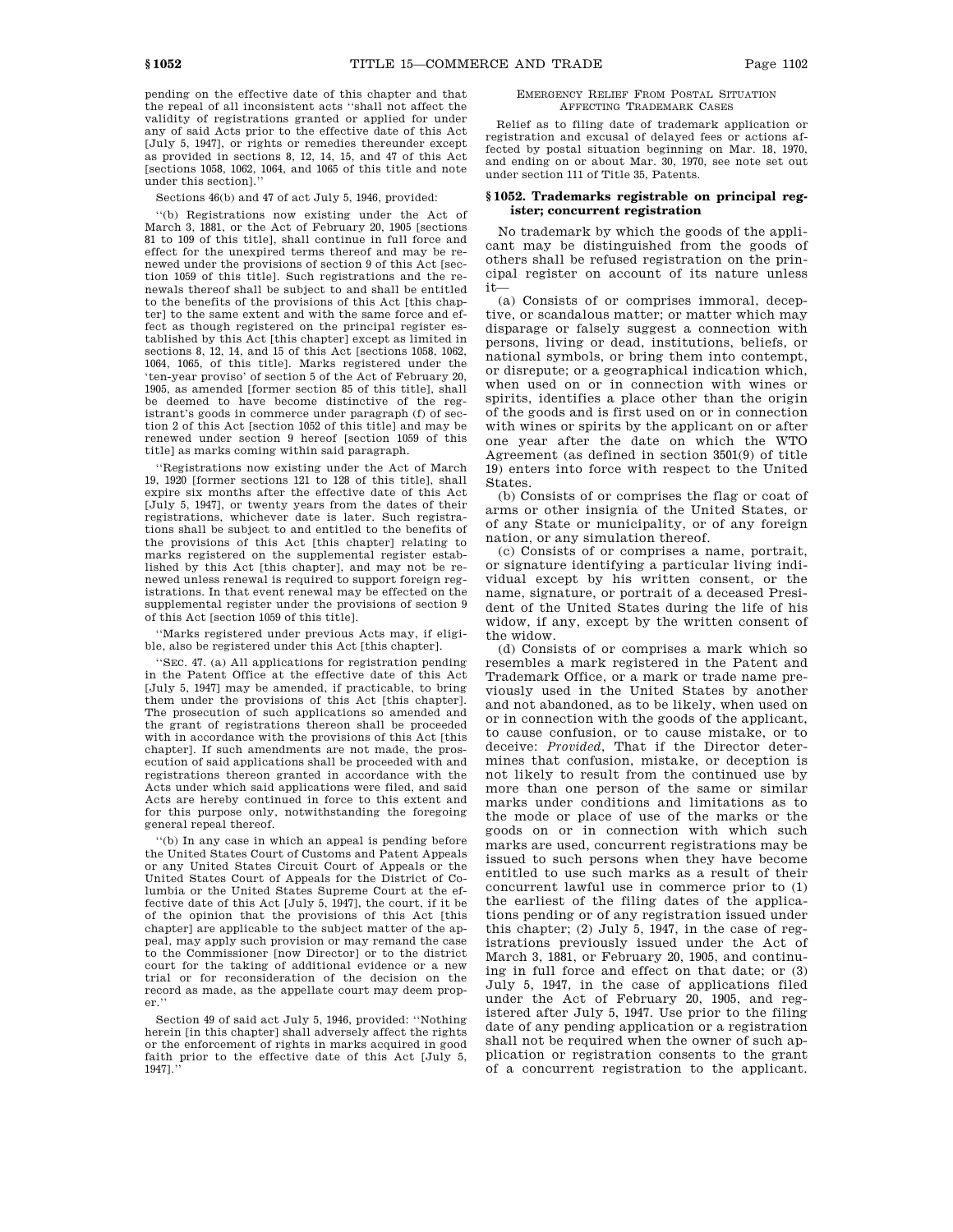pending on the effective date of this chapter and that the repeal of all inconsistent acts "shall not affect the validity of registrations granted or applied for under any of said Acts prior to the effective date of this Act [July 5, 1947], or rights or remedies thereunder except as provided in sections 8, 12, 14, 15, and 47 of this Act [sections 1058, 1062, 1064, and 1065 of this title and note under this section]."

Sections 46(b) and 47 of act July 5, 1946, provided:

"(b) Registrations now existing under the Act of March 3, 1881, or the Act of February 20, 1905 [sections 81 to 109 of this title], shall continue in full force and effect for the unexpired terms thereof and may be renewed under the provisions of section 9 of this Act [section 1059 of this title]. Such registrations and the renewals thereof shall be subject to and shall be entitled to the benefits of the provisions of this Act [this chapter] to the same extent and with the same force and effect as though registered on the principal register established by this Act [this chapter] except as limited in sections 8, 12, 14, and 15 of this Act [sections 1058, 1062, 1064, 1065, of this title]. Marks registered under the 'ten-year proviso' of section 5 of the Act of February 20, 1905, as amended [former section 85 of this title], shall be deemed to have become distinctive of the registrant's goods in commerce under paragraph (f) of section 2 of this Act [section 1052 of this title] and may be renewed under section 9 hereof [section 1059 of this title] as marks coming within said paragraph.

"Registrations now existing under the Act of March 19, 1920 [former sections 121 to 128 of this title], shall expire six months after the effective date of this Act [July 5, 1947], or twenty years from the dates of their registrations, whichever date is later. Such registrations shall be subject to and entitled to the benefits of the provisions of this Act [this chapter] relating to marks registered on the supplemental register established by this Act [this chapter], and may not be renewed unless renewal is required to support foreign registrations. In that event renewal may be effected on the supplemental register under the provisions of section 9 of this Act [section 1059 of this title].

"Marks registered under previous Acts may, if eligible, also be registered under this Act [this chapter].

"SEC. 47. (a) All applications for registration pending in the Patent Office at the effective date of this Act [July 5, 1947] may be amended, if practicable, to bring them under the provisions of this Act [this chapter]. The prosecution of such applications so amended and the grant of registrations thereon shall be proceeded with in accordance with the provisions of this Act [this chapter]. If such amendments are not made, the prosecution of said applications shall be proceeded with and registrations thereon granted in accordance with the Acts under which said applications were filed, and said Acts are hereby continued in force to this extent and for this purpose only, notwithstanding the foregoing general repeal thereof.

"(b) In any case in which an appeal is pending before the United States Court of Customs and Patent Appeals or any United States Circuit Court of Appeals or the United States Court of Appeals for the District of Columbia or the United States Supreme Court at the effective date of this Act [July 5, 1947], the court, if it be of the opinion that the provisions of this Act [this chapter] are applicable to the subject matter of the appeal, may apply such provision or may remand the case to the Commissioner [now Director] or to the district court for the taking of additional evidence or a new trial or for reconsideration of the decision on the record as made, as the appellate court may deem proper."

Section 49 of said act July 5, 1946, provided: "Nothing herein [in this chapter] shall adversely affect the rights or the enforcement of rights in marks acquired in good faith prior to the effective date of this Act [July 5, 1947]."

EMERGENCY RELIEF FROM POSTAL SITUATION AFFECTING TRADEMARK CASES

Relief as to filing date of trademark application or registration and excusal of delayed fees or actions affected by postal situation beginning on Mar. 18, 1970, and ending on or about Mar. 30, 1970, see note set out under section 111 of Title 35, Patents.

## §1052. Trademarks registrable on principal register; concurrent registration

No trademark by which the goods of the applicant may be distinguished from the goods of others shall be refused registration on the principal register on account of its nature unless it—

(a) Consists of or comprises immoral, deceptive, or scandalous matter; or matter which may disparage or falsely suggest a connection with persons, living or dead, institutions, beliefs, or national symbols, or bring them into contempt, or disrepute; or a geographical indication which, when used on or in connection with wines or spirits, identifies a place other than the origin of the goods and is first used on or in connection with wines or spirits by the applicant on or after one year after the date on which the WTO Agreement (as defined in section 3501(9) of title 19) enters into force with respect to the United States.

(b) Consists of or comprises the flag or coat of arms or other insignia of the United States, or of any State or municipality, or of any foreign nation, or any simulation thereof.

(c) Consists of or comprises a name, portrait, or signature identifying a particular living individual except by his written consent, or the name, signature, or portrait of a deceased President of the United States during the life of his widow, if any, except by the written consent of the widow.

(d) Consists of or comprises a mark which so resembles a mark registered in the Patent and Trademark Office, or a mark or trade name previously used in the United States by another and not abandoned, as to be likely, when used on or in connection with the goods of the applicant, to cause confusion, or to cause mistake, or to deceive: *Provided*, That if the Director determines that confusion, mistake, or deception is not likely to result from the continued use by more than one person of the same or similar marks under conditions and limitations as to the mode or place of use of the marks or the goods on or in connection with which such marks are used, concurrent registrations may be issued to such persons when they have become entitled to use such marks as a result of their concurrent lawful use in commerce prior to (1) the earliest of the filing dates of the applications pending or of any registration issued under this chapter; (2) July 5, 1947, in the case of registrations previously issued under the Act of March 3, 1881, or February 20, 1905, and continuing in full force and effect on that date; or (3) July 5, 1947, in the case of applications filed under the Act of February 20, 1905, and registered after July 5, 1947. Use prior to the filing date of any pending application or a registration shall not be required when the owner of such application or registration consents to the grant of a concurrent registration to the applicant.